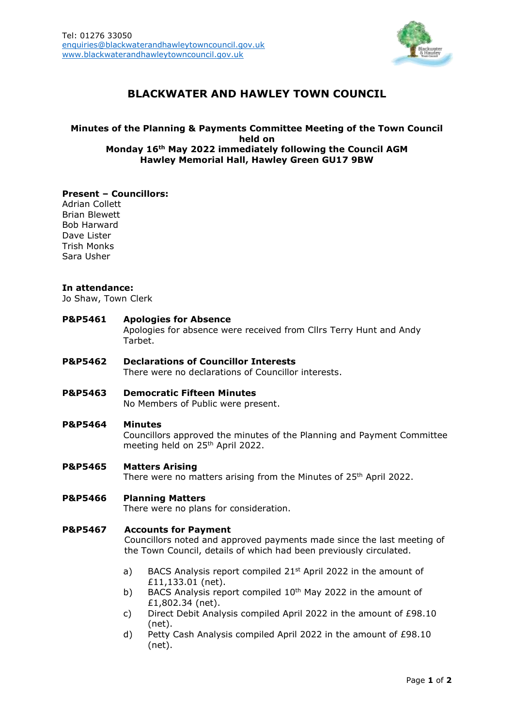Tel: 01276 33050
enquiries@blackwaterandhawleytowncouncil.gov.uk
www.blackwaterandhawleytowncouncil.gov.uk

# BLACKWATER AND HAWLEY TOWN COUNCIL

**Minutes of the Planning & Payments Committee Meeting of the Town Council held on**
**Monday 16th May 2022 immediately following the Council AGM**
**Hawley Memorial Hall, Hawley Green GU17 9BW**

**Present – Councillors:**
Adrian Collett
Brian Blewett
Bob Harward
Dave Lister
Trish Monks
Sara Usher

**In attendance:**
Jo Shaw, Town Clerk

**P&P5461 Apologies for Absence**
Apologies for absence were received from Cllrs Terry Hunt and Andy Tarbet.

**P&P5462 Declarations of Councillor Interests**
There were no declarations of Councillor interests.

**P&P5463 Democratic Fifteen Minutes**
No Members of Public were present.

**P&P5464 Minutes**
Councillors approved the minutes of the Planning and Payment Committee meeting held on 25th April 2022.

**P&P5465 Matters Arising**
There were no matters arising from the Minutes of 25th April 2022.

**P&P5466 Planning Matters**
There were no plans for consideration.

**P&P5467 Accounts for Payment**
Councillors noted and approved payments made since the last meeting of the Town Council, details of which had been previously circulated.

a) BACS Analysis report compiled 21st April 2022 in the amount of £11,133.01 (net).
b) BACS Analysis report compiled 10th May 2022 in the amount of £1,802.34 (net).
c) Direct Debit Analysis compiled April 2022 in the amount of £98.10 (net).
d) Petty Cash Analysis compiled April 2022 in the amount of £98.10 (net).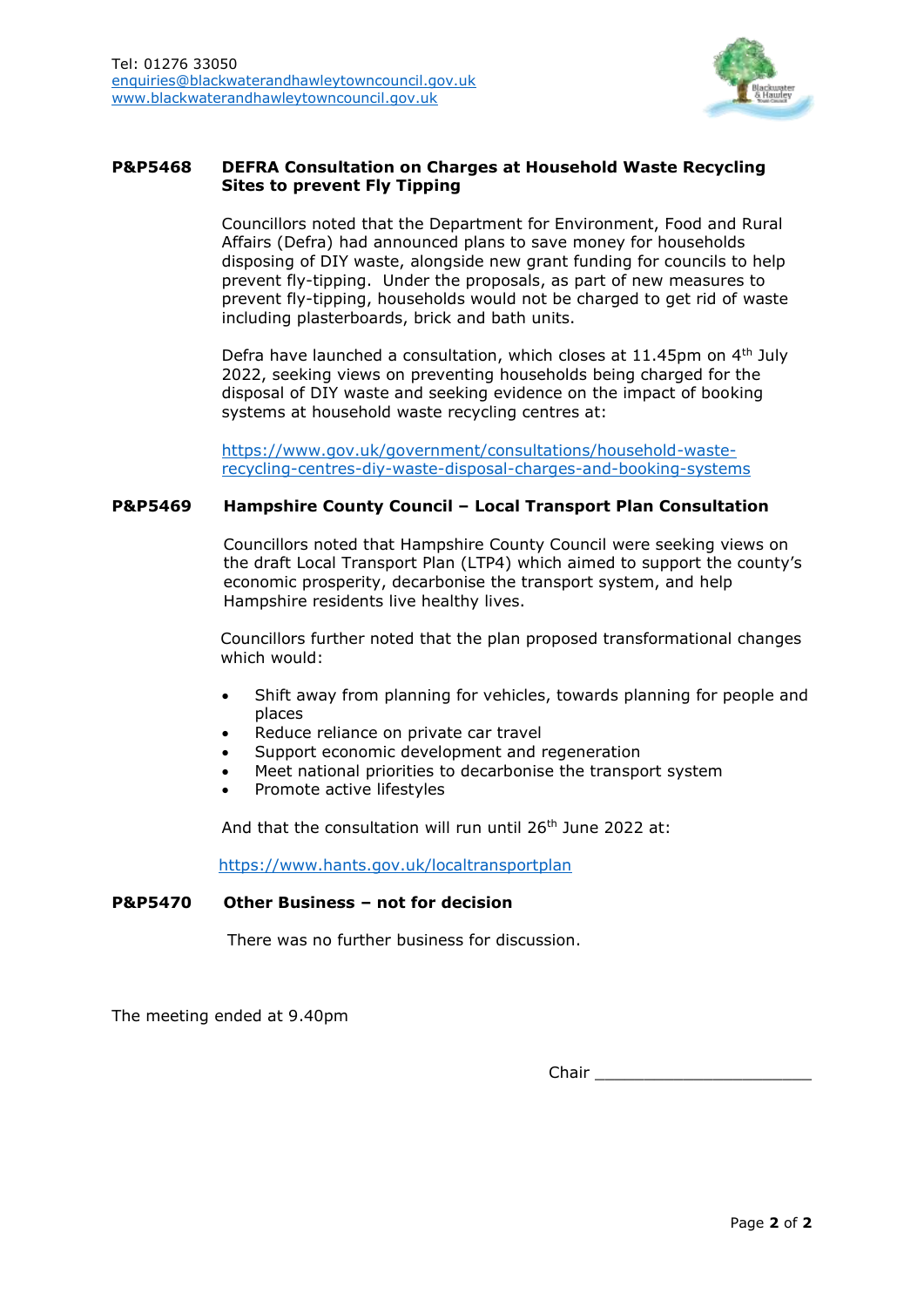Tel: 01276 33050
enquiries@blackwaterandhawleytowncouncil.gov.uk
www.blackwaterandhawleytowncouncil.gov.uk

**P&P5468 DEFRA Consultation on Charges at Household Waste Recycling Sites to prevent Fly Tipping**

Councillors noted that the Department for Environment, Food and Rural Affairs (Defra) had announced plans to save money for households disposing of DIY waste, alongside new grant funding for councils to help prevent fly-tipping. Under the proposals, as part of new measures to prevent fly-tipping, households would not be charged to get rid of waste including plasterboards, brick and bath units.

Defra have launched a consultation, which closes at 11.45pm on 4th July 2022, seeking views on preventing households being charged for the disposal of DIY waste and seeking evidence on the impact of booking systems at household waste recycling centres at:

https://www.gov.uk/government/consultations/household-waste-recycling-centres-diy-waste-disposal-charges-and-booking-systems

**P&P5469 Hampshire County Council – Local Transport Plan Consultation**

Councillors noted that Hampshire County Council were seeking views on the draft Local Transport Plan (LTP4) which aimed to support the county's economic prosperity, decarbonise the transport system, and help Hampshire residents live healthy lives.

Councillors further noted that the plan proposed transformational changes which would:

- Shift away from planning for vehicles, towards planning for people and places
- Reduce reliance on private car travel
- Support economic development and regeneration
- Meet national priorities to decarbonise the transport system
- Promote active lifestyles

And that the consultation will run until 26th June 2022 at:

https://www.hants.gov.uk/localtransportplan

**P&P5470 Other Business – not for decision**

There was no further business for discussion.

The meeting ended at 9.40pm

Chair \_\_\_\_\_\_\_\_\_\_\_\_\_\_\_\_\_\_\_\_\_\_\_